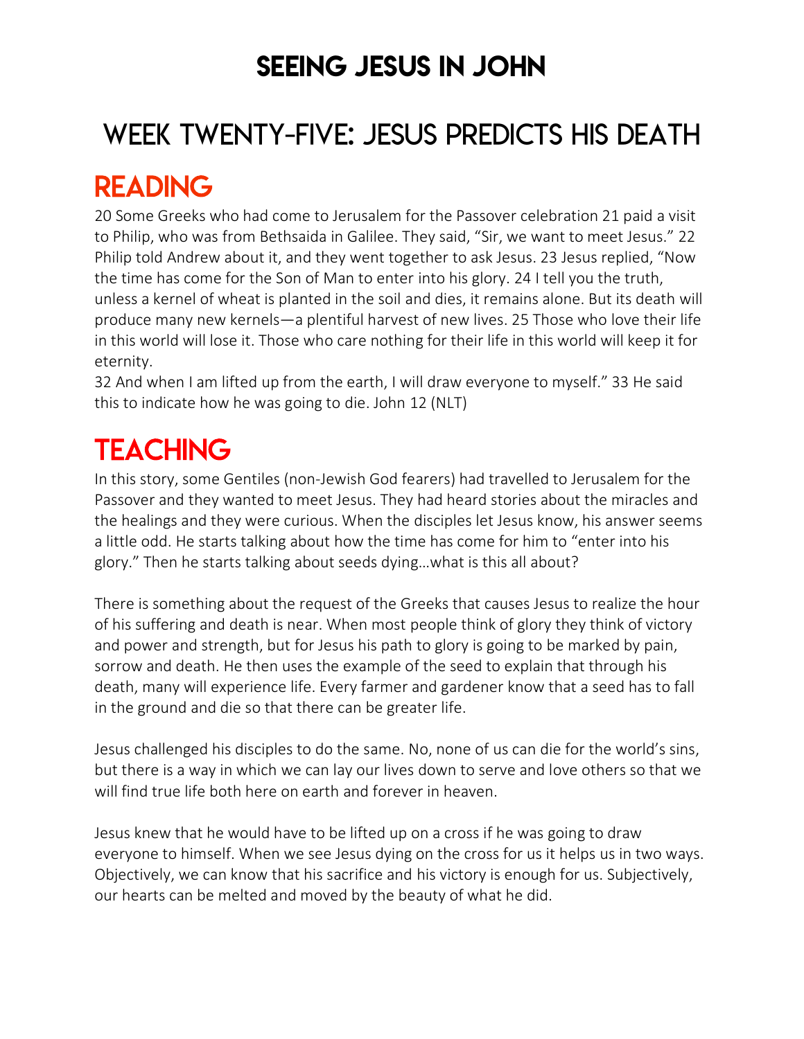# SEEING JESUS IN JOHN

## WEEK TWENTY-FIVE: JESUS PREDICTS HIS DEATH

## READING

20 Some Greeks who had come to Jerusalem for the Passover celebration 21 paid a visit to Philip, who was from Bethsaida in Galilee. They said, "Sir, we want to meet Jesus." 22 Philip told Andrew about it, and they went together to ask Jesus. 23 Jesus replied, "Now the time has come for the Son of Man to enter into his glory. 24 I tell you the truth, unless a kernel of wheat is planted in the soil and dies, it remains alone. But its death will produce many new kernels—a plentiful harvest of new lives. 25 Those who love their life in this world will lose it. Those who care nothing for their life in this world will keep it for eternity.
32 And when I am lifted up from the earth, I will draw everyone to myself." 33 He said this to indicate how he was going to die. John 12 (NLT)

## TEACHING

In this story, some Gentiles (non-Jewish God fearers) had travelled to Jerusalem for the Passover and they wanted to meet Jesus. They had heard stories about the miracles and the healings and they were curious. When the disciples let Jesus know, his answer seems a little odd. He starts talking about how the time has come for him to "enter into his glory." Then he starts talking about seeds dying…what is this all about?

There is something about the request of the Greeks that causes Jesus to realize the hour of his suffering and death is near. When most people think of glory they think of victory and power and strength, but for Jesus his path to glory is going to be marked by pain, sorrow and death. He then uses the example of the seed to explain that through his death, many will experience life. Every farmer and gardener know that a seed has to fall in the ground and die so that there can be greater life.

Jesus challenged his disciples to do the same. No, none of us can die for the world's sins, but there is a way in which we can lay our lives down to serve and love others so that we will find true life both here on earth and forever in heaven.

Jesus knew that he would have to be lifted up on a cross if he was going to draw everyone to himself. When we see Jesus dying on the cross for us it helps us in two ways. Objectively, we can know that his sacrifice and his victory is enough for us. Subjectively, our hearts can be melted and moved by the beauty of what he did.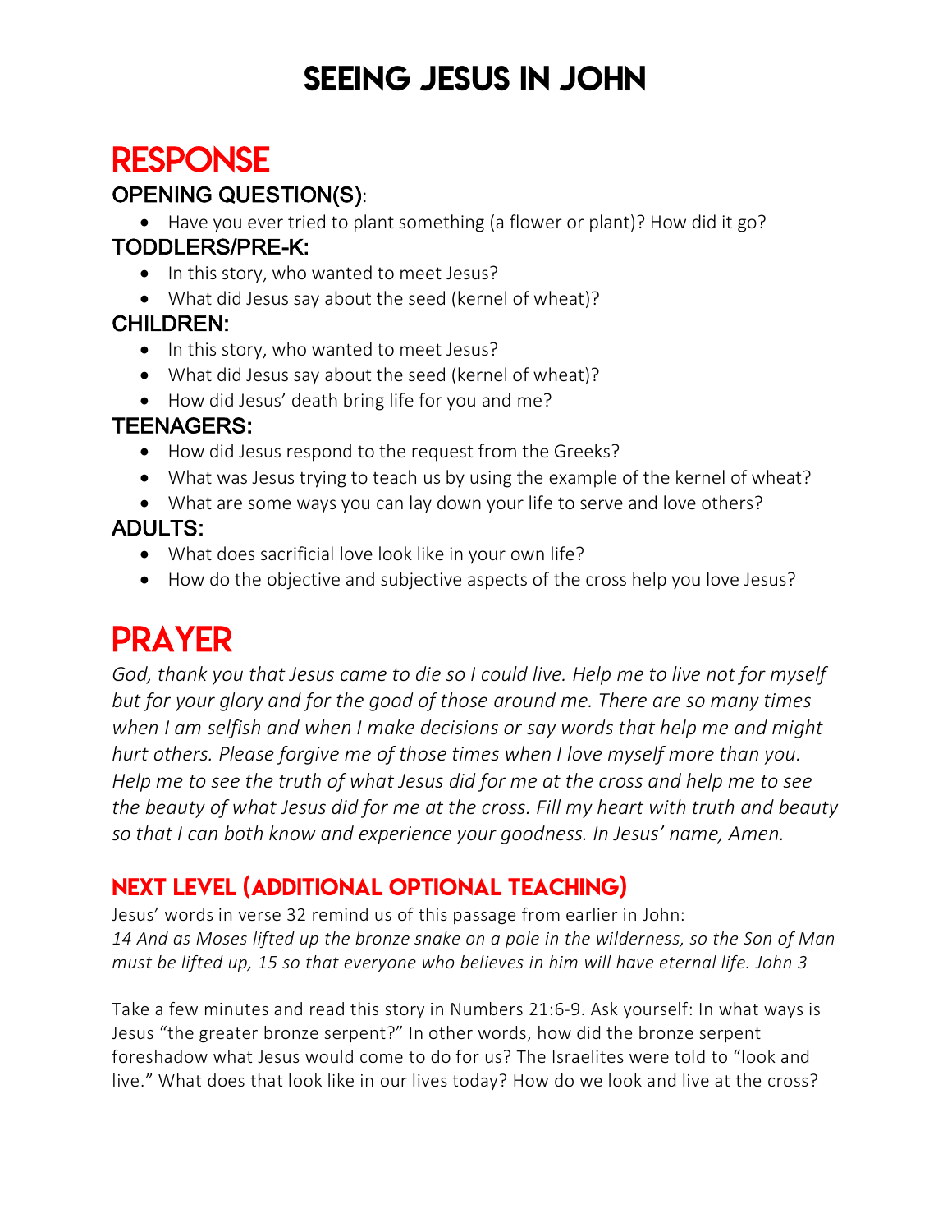# SEEING JESUS IN JOHN

## RESPONSE

### OPENING QUESTION(S):

- Have you ever tried to plant something (a flower or plant)? How did it go?

### TODDLERS/PRE-K:

- In this story, who wanted to meet Jesus?
- What did Jesus say about the seed (kernel of wheat)?

### CHILDREN:

- In this story, who wanted to meet Jesus?
- What did Jesus say about the seed (kernel of wheat)?
- How did Jesus' death bring life for you and me?

### TEENAGERS:

- How did Jesus respond to the request from the Greeks?
- What was Jesus trying to teach us by using the example of the kernel of wheat?
- What are some ways you can lay down your life to serve and love others?

### ADULTS:

- What does sacrificial love look like in your own life?
- How do the objective and subjective aspects of the cross help you love Jesus?

## PRAYER

*God, thank you that Jesus came to die so I could live. Help me to live not for myself but for your glory and for the good of those around me. There are so many times when I am selfish and when I make decisions or say words that help me and might hurt others. Please forgive me of those times when I love myself more than you. Help me to see the truth of what Jesus did for me at the cross and help me to see the beauty of what Jesus did for me at the cross. Fill my heart with truth and beauty so that I can both know and experience your goodness. In Jesus' name, Amen.*

### NEXT LEVEL (ADDITIONAL OPTIONAL TEACHING)

Jesus' words in verse 32 remind us of this passage from earlier in John:
*14 And as Moses lifted up the bronze snake on a pole in the wilderness, so the Son of Man must be lifted up, 15 so that everyone who believes in him will have eternal life. John 3*

Take a few minutes and read this story in Numbers 21:6-9. Ask yourself: In what ways is Jesus "the greater bronze serpent?" In other words, how did the bronze serpent foreshadow what Jesus would come to do for us? The Israelites were told to "look and live." What does that look like in our lives today? How do we look and live at the cross?